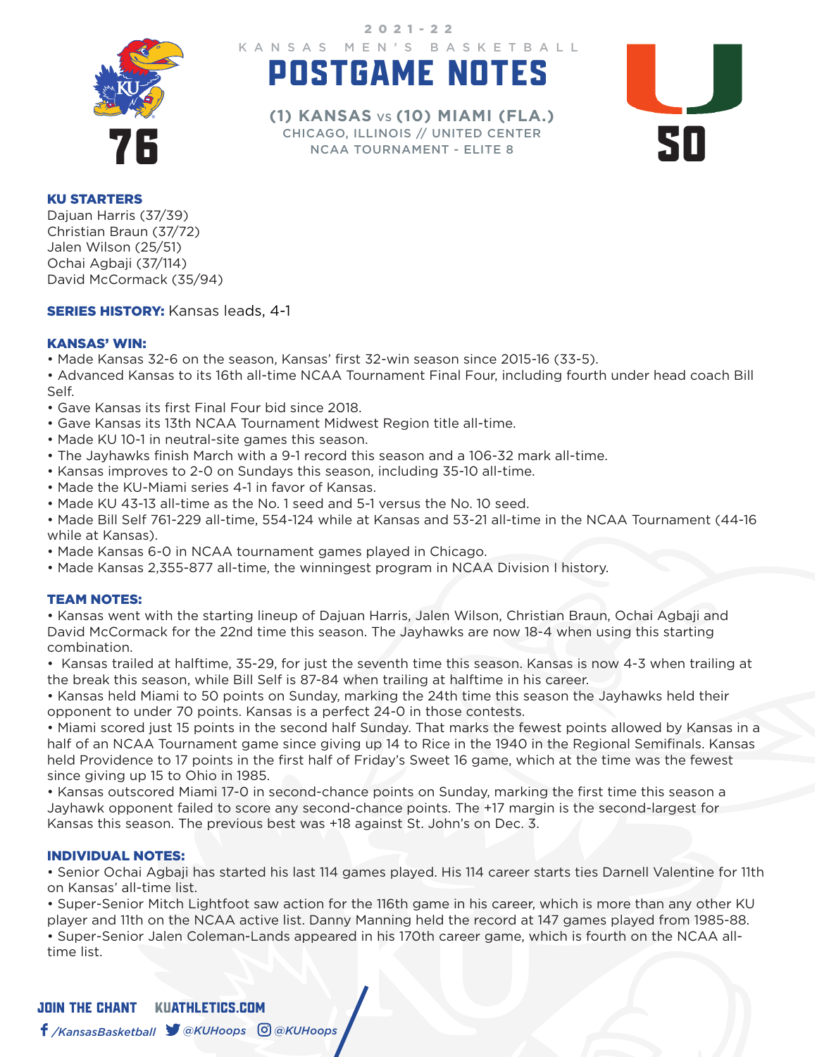2021-22

KANSAS MEN'S BASKETBALL

# POSTGAME NOTES

**(1) KANSAS vs (10) MIAMI (FLA.)**

CHICAGO, ILLINOIS // UNITED CENTER

NCAA TOURNAMENT - ELITE 8

**76** — **50**

### KU STARTERS

Dajuan Harris (37/39)
Christian Braun (37/72)
Jalen Wilson (25/51)
Ochai Agbaji (37/114)
David McCormack (35/94)

**SERIES HISTORY:** Kansas leads, 4-1

### KANSAS' WIN:

- Made Kansas 32-6 on the season, Kansas' first 32-win season since 2015-16 (33-5).
- Advanced Kansas to its 16th all-time NCAA Tournament Final Four, including fourth under head coach Bill Self.
- Gave Kansas its first Final Four bid since 2018.
- Gave Kansas its 13th NCAA Tournament Midwest Region title all-time.
- Made KU 10-1 in neutral-site games this season.
- The Jayhawks finish March with a 9-1 record this season and a 106-32 mark all-time.
- Kansas improves to 2-0 on Sundays this season, including 35-10 all-time.
- Made the KU-Miami series 4-1 in favor of Kansas.
- Made KU 43-13 all-time as the No. 1 seed and 5-1 versus the No. 10 seed.
- Made Bill Self 761-229 all-time, 554-124 while at Kansas and 53-21 all-time in the NCAA Tournament (44-16 while at Kansas).
- Made Kansas 6-0 in NCAA tournament games played in Chicago.
- Made Kansas 2,355-877 all-time, the winningest program in NCAA Division I history.

### TEAM NOTES:

- Kansas went with the starting lineup of Dajuan Harris, Jalen Wilson, Christian Braun, Ochai Agbaji and David McCormack for the 22nd time this season. The Jayhawks are now 18-4 when using this starting combination.
- Kansas trailed at halftime, 35-29, for just the seventh time this season. Kansas is now 4-3 when trailing at the break this season, while Bill Self is 87-84 when trailing at halftime in his career.
- Kansas held Miami to 50 points on Sunday, marking the 24th time this season the Jayhawks held their opponent to under 70 points. Kansas is a perfect 24-0 in those contests.
- Miami scored just 15 points in the second half Sunday. That marks the fewest points allowed by Kansas in a half of an NCAA Tournament game since giving up 14 to Rice in the 1940 in the Regional Semifinals. Kansas held Providence to 17 points in the first half of Friday's Sweet 16 game, which at the time was the fewest since giving up 15 to Ohio in 1985.
- Kansas outscored Miami 17-0 in second-chance points on Sunday, marking the first time this season a Jayhawk opponent failed to score any second-chance points. The +17 margin is the second-largest for Kansas this season. The previous best was +18 against St. John's on Dec. 3.

### INDIVIDUAL NOTES:

- Senior Ochai Agbaji has started his last 114 games played. His 114 career starts ties Darnell Valentine for 11th on Kansas' all-time list.
- Super-Senior Mitch Lightfoot saw action for the 116th game in his career, which is more than any other KU player and 11th on the NCAA active list. Danny Manning held the record at 147 games played from 1985-88.
- Super-Senior Jalen Coleman-Lands appeared in his 170th career game, which is fourth on the NCAA all-time list.

JOIN THE CHANT KUATHLETICS.COM

/KansasBasketball @KUHoops @KUHoops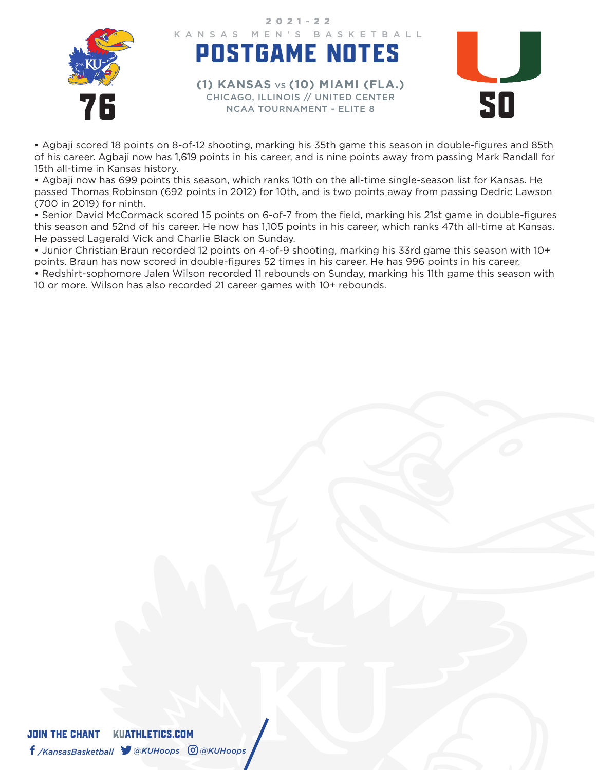2021-22

KANSAS MEN'S BASKETBALL

# POSTGAME NOTES

**(1) KANSAS** vs **(10) MIAMI (FLA.)**

CHICAGO, ILLINOIS // UNITED CENTER

NCAA TOURNAMENT - ELITE 8

**76** — **50**

- Agbaji scored 18 points on 8-of-12 shooting, marking his 35th game this season in double-figures and 85th of his career. Agbaji now has 1,619 points in his career, and is nine points away from passing Mark Randall for 15th all-time in Kansas history.
- Agbaji now has 699 points this season, which ranks 10th on the all-time single-season list for Kansas. He passed Thomas Robinson (692 points in 2012) for 10th, and is two points away from passing Dedric Lawson (700 in 2019) for ninth.
- Senior David McCormack scored 15 points on 6-of-7 from the field, marking his 21st game in double-figures this season and 52nd of his career. He now has 1,105 points in his career, which ranks 47th all-time at Kansas. He passed Lagerald Vick and Charlie Black on Sunday.
- Junior Christian Braun recorded 12 points on 4-of-9 shooting, marking his 33rd game this season with 10+ points. Braun has now scored in double-figures 52 times in his career. He has 996 points in his career.
- Redshirt-sophomore Jalen Wilson recorded 11 rebounds on Sunday, marking his 11th game this season with 10 or more. Wilson has also recorded 21 career games with 10+ rebounds.

JOIN THE CHANT KUATHLETICS.COM

/KansasBasketball @KUHoops @KUHoops